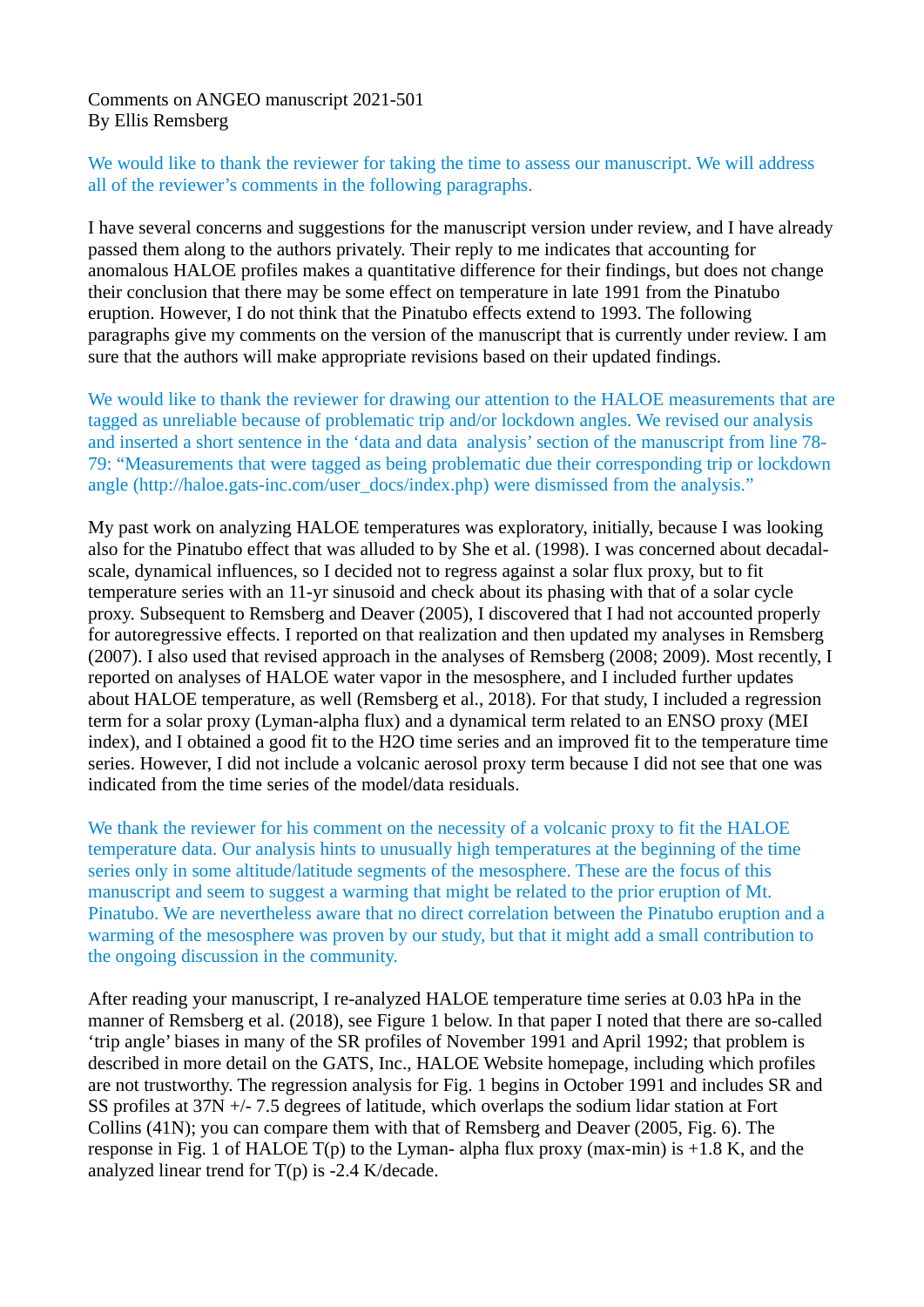Comments on ANGEO manuscript 2021-501
By Ellis Remsberg

We would like to thank the reviewer for taking the time to assess our manuscript. We will address all of the reviewer's comments in the following paragraphs.

I have several concerns and suggestions for the manuscript version under review, and I have already passed them along to the authors privately. Their reply to me indicates that accounting for anomalous HALOE profiles makes a quantitative difference for their findings, but does not change their conclusion that there may be some effect on temperature in late 1991 from the Pinatubo eruption. However, I do not think that the Pinatubo effects extend to 1993. The following paragraphs give my comments on the version of the manuscript that is currently under review. I am sure that the authors will make appropriate revisions based on their updated findings.

We would like to thank the reviewer for drawing our attention to the HALOE measurements that are tagged as unreliable because of problematic trip and/or lockdown angles. We revised our analysis and inserted a short sentence in the 'data and data analysis' section of the manuscript from line 78-79: "Measurements that were tagged as being problematic due their corresponding trip or lockdown angle (http://haloe.gats-inc.com/user_docs/index.php) were dismissed from the analysis."

My past work on analyzing HALOE temperatures was exploratory, initially, because I was looking also for the Pinatubo effect that was alluded to by She et al. (1998). I was concerned about decadal-scale, dynamical influences, so I decided not to regress against a solar flux proxy, but to fit temperature series with an 11-yr sinusoid and check about its phasing with that of a solar cycle proxy. Subsequent to Remsberg and Deaver (2005), I discovered that I had not accounted properly for autoregressive effects. I reported on that realization and then updated my analyses in Remsberg (2007). I also used that revised approach in the analyses of Remsberg (2008; 2009). Most recently, I reported on analyses of HALOE water vapor in the mesosphere, and I included further updates about HALOE temperature, as well (Remsberg et al., 2018). For that study, I included a regression term for a solar proxy (Lyman-alpha flux) and a dynamical term related to an ENSO proxy (MEI index), and I obtained a good fit to the $H_2O$ time series and an improved fit to the temperature time series. However, I did not include a volcanic aerosol proxy term because I did not see that one was indicated from the time series of the model/data residuals.

We thank the reviewer for his comment on the necessity of a volcanic proxy to fit the HALOE temperature data. Our analysis hints to unusually high temperatures at the beginning of the time series only in some altitude/latitude segments of the mesosphere. These are the focus of this manuscript and seem to suggest a warming that might be related to the prior eruption of Mt. Pinatubo. We are nevertheless aware that no direct correlation between the Pinatubo eruption and a warming of the mesosphere was proven by our study, but that it might add a small contribution to the ongoing discussion in the community.

After reading your manuscript, I re-analyzed HALOE temperature time series at 0.03 hPa in the manner of Remsberg et al. (2018), see Figure 1 below. In that paper I noted that there are so-called 'trip angle' biases in many of the SR profiles of November 1991 and April 1992; that problem is described in more detail on the GATS, Inc., HALOE Website homepage, including which profiles are not trustworthy. The regression analysis for Fig. 1 begins in October 1991 and includes SR and SS profiles at 37N +/- 7.5 degrees of latitude, which overlaps the sodium lidar station at Fort Collins (41N); you can compare them with that of Remsberg and Deaver (2005, Fig. 6). The response in Fig. 1 of HALOE T(p) to the Lyman- alpha flux proxy (max-min) is +1.8 K, and the analyzed linear trend for T(p) is -2.4 K/decade.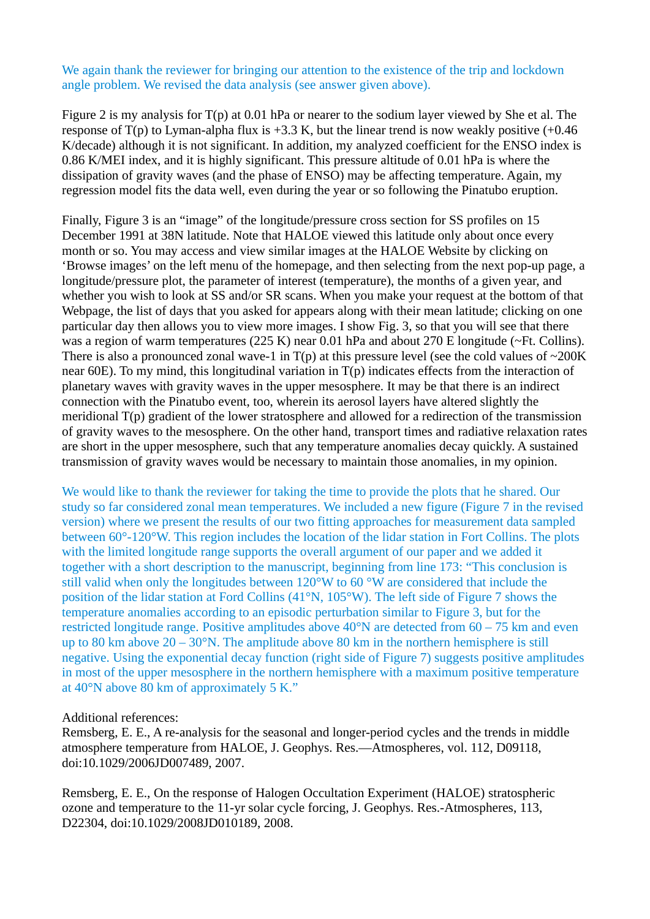We again thank the reviewer for bringing our attention to the existence of the trip and lockdown angle problem. We revised the data analysis (see answer given above).

Figure 2 is my analysis for T(p) at 0.01 hPa or nearer to the sodium layer viewed by She et al. The response of T(p) to Lyman-alpha flux is +3.3 K, but the linear trend is now weakly positive (+0.46 K/decade) although it is not significant. In addition, my analyzed coefficient for the ENSO index is 0.86 K/MEI index, and it is highly significant. This pressure altitude of 0.01 hPa is where the dissipation of gravity waves (and the phase of ENSO) may be affecting temperature. Again, my regression model fits the data well, even during the year or so following the Pinatubo eruption.

Finally, Figure 3 is an "image" of the longitude/pressure cross section for SS profiles on 15 December 1991 at 38N latitude. Note that HALOE viewed this latitude only about once every month or so. You may access and view similar images at the HALOE Website by clicking on 'Browse images' on the left menu of the homepage, and then selecting from the next pop-up page, a longitude/pressure plot, the parameter of interest (temperature), the months of a given year, and whether you wish to look at SS and/or SR scans. When you make your request at the bottom of that Webpage, the list of days that you asked for appears along with their mean latitude; clicking on one particular day then allows you to view more images. I show Fig. 3, so that you will see that there was a region of warm temperatures (225 K) near 0.01 hPa and about 270 E longitude (~Ft. Collins). There is also a pronounced zonal wave-1 in T(p) at this pressure level (see the cold values of ~200K near 60E). To my mind, this longitudinal variation in T(p) indicates effects from the interaction of planetary waves with gravity waves in the upper mesosphere. It may be that there is an indirect connection with the Pinatubo event, too, wherein its aerosol layers have altered slightly the meridional T(p) gradient of the lower stratosphere and allowed for a redirection of the transmission of gravity waves to the mesosphere. On the other hand, transport times and radiative relaxation rates are short in the upper mesosphere, such that any temperature anomalies decay quickly. A sustained transmission of gravity waves would be necessary to maintain those anomalies, in my opinion.

We would like to thank the reviewer for taking the time to provide the plots that he shared. Our study so far considered zonal mean temperatures. We included a new figure (Figure 7 in the revised version) where we present the results of our two fitting approaches for measurement data sampled between 60°-120°W. This region includes the location of the lidar station in Fort Collins. The plots with the limited longitude range supports the overall argument of our paper and we added it together with a short description to the manuscript, beginning from line 173: "This conclusion is still valid when only the longitudes between 120°W to 60 °W are considered that include the position of the lidar station at Ford Collins (41°N, 105°W). The left side of Figure 7 shows the temperature anomalies according to an episodic perturbation similar to Figure 3, but for the restricted longitude range. Positive amplitudes above 40°N are detected from 60 – 75 km and even up to 80 km above 20 – 30°N. The amplitude above 80 km in the northern hemisphere is still negative. Using the exponential decay function (right side of Figure 7) suggests positive amplitudes in most of the upper mesosphere in the northern hemisphere with a maximum positive temperature at 40°N above 80 km of approximately 5 K."

Additional references:

Remsberg, E. E., A re-analysis for the seasonal and longer-period cycles and the trends in middle atmosphere temperature from HALOE, J. Geophys. Res.—Atmospheres, vol. 112, D09118, doi:10.1029/2006JD007489, 2007.

Remsberg, E. E., On the response of Halogen Occultation Experiment (HALOE) stratospheric ozone and temperature to the 11-yr solar cycle forcing, J. Geophys. Res.-Atmospheres, 113, D22304, doi:10.1029/2008JD010189, 2008.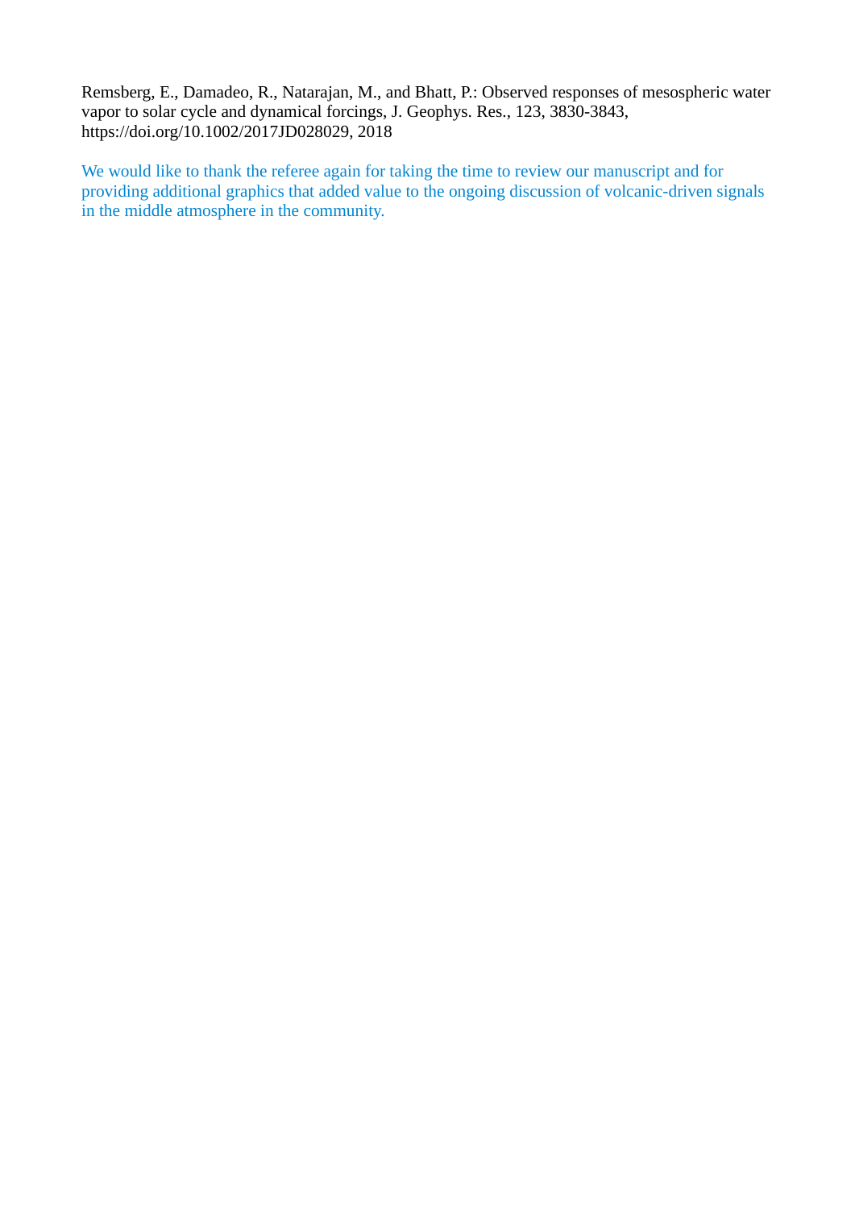Remsberg, E., Damadeo, R., Natarajan, M., and Bhatt, P.: Observed responses of mesospheric water vapor to solar cycle and dynamical forcings, J. Geophys. Res., 123, 3830-3843, https://doi.org/10.1002/2017JD028029, 2018

We would like to thank the referee again for taking the time to review our manuscript and for providing additional graphics that added value to the ongoing discussion of volcanic-driven signals in the middle atmosphere in the community.